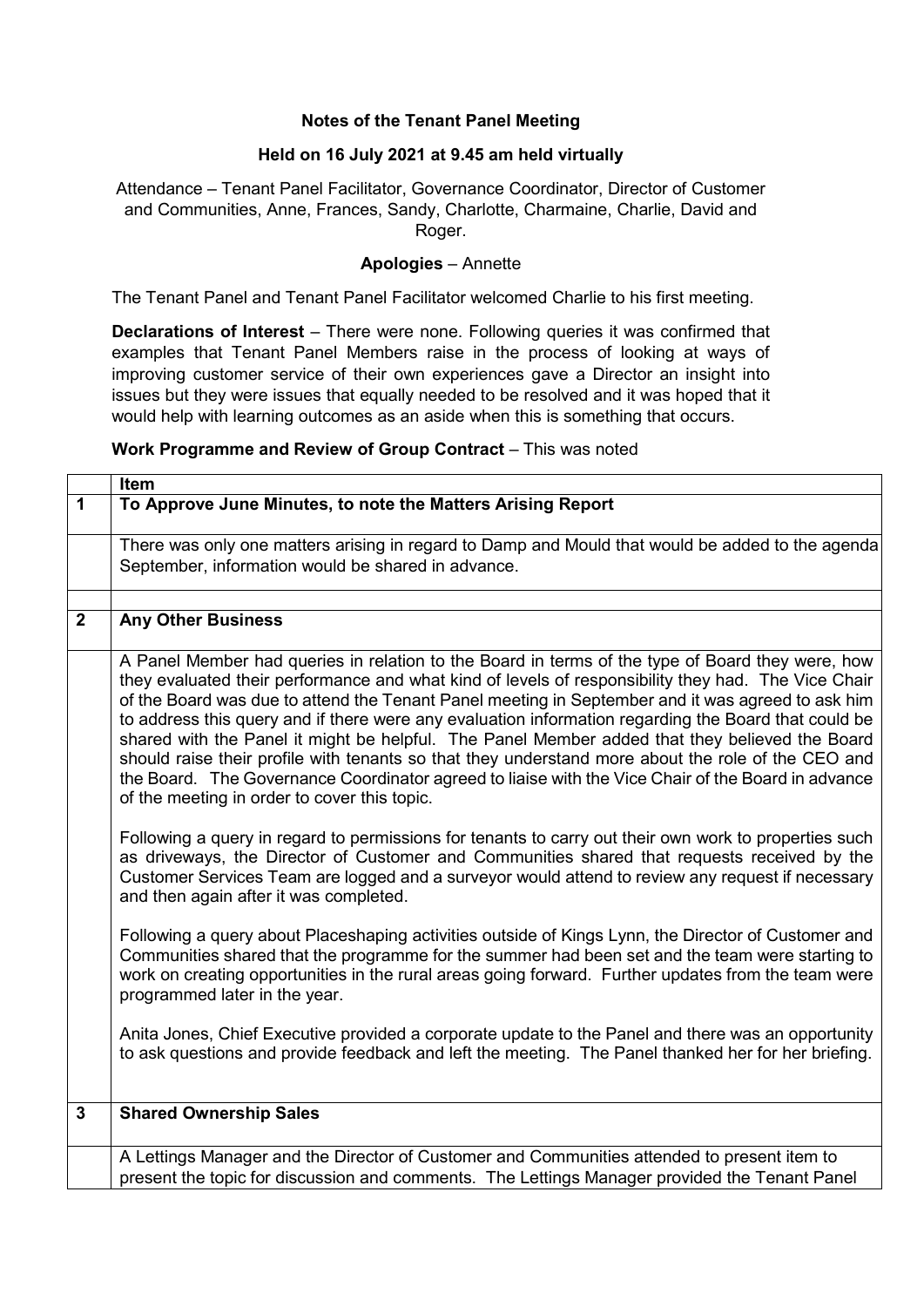**Notes of the Tenant Panel Meeting**

**Held on 16 July 2021 at 9.45 am held virtually**

Attendance – Tenant Panel Facilitator, Governance Coordinator, Director of Customer and Communities, Anne, Frances, Sandy, Charlotte, Charmaine, Charlie, David and Roger.

**Apologies** – Annette

The Tenant Panel and Tenant Panel Facilitator welcomed Charlie to his first meeting.

**Declarations of Interest** – There were none. Following queries it was confirmed that examples that Tenant Panel Members raise in the process of looking at ways of improving customer service of their own experiences gave a Director an insight into issues but they were issues that equally needed to be resolved and it was hoped that it would help with learning outcomes as an aside when this is something that occurs.

**Work Programme and Review of Group Contract** – This was noted

| | Item |
|---|---|
| **1** | **To Approve June Minutes, to note the Matters Arising Report** |
| | There was only one matters arising in regard to Damp and Mould that would be added to the agenda September, information would be shared in advance. |
| | |
| **2** | **Any Other Business** |
| | A Panel Member had queries in relation to the Board in terms of the type of Board they were, how they evaluated their performance and what kind of levels of responsibility they had. The Vice Chair of the Board was due to attend the Tenant Panel meeting in September and it was agreed to ask him to address this query and if there were any evaluation information regarding the Board that could be shared with the Panel it might be helpful. The Panel Member added that they believed the Board should raise their profile with tenants so that they understand more about the role of the CEO and the Board. The Governance Coordinator agreed to liaise with the Vice Chair of the Board in advance of the meeting in order to cover this topic.<br><br>Following a query in regard to permissions for tenants to carry out their own work to properties such as driveways, the Director of Customer and Communities shared that requests received by the Customer Services Team are logged and a surveyor would attend to review any request if necessary and then again after it was completed.<br><br>Following a query about Placeshaping activities outside of Kings Lynn, the Director of Customer and Communities shared that the programme for the summer had been set and the team were starting to work on creating opportunities in the rural areas going forward. Further updates from the team were programmed later in the year.<br><br>Anita Jones, Chief Executive provided a corporate update to the Panel and there was an opportunity to ask questions and provide feedback and left the meeting. The Panel thanked her for her briefing. |
| **3** | **Shared Ownership Sales** |
| | A Lettings Manager and the Director of Customer and Communities attended to present item to present the topic for discussion and comments. The Lettings Manager provided the Tenant Panel |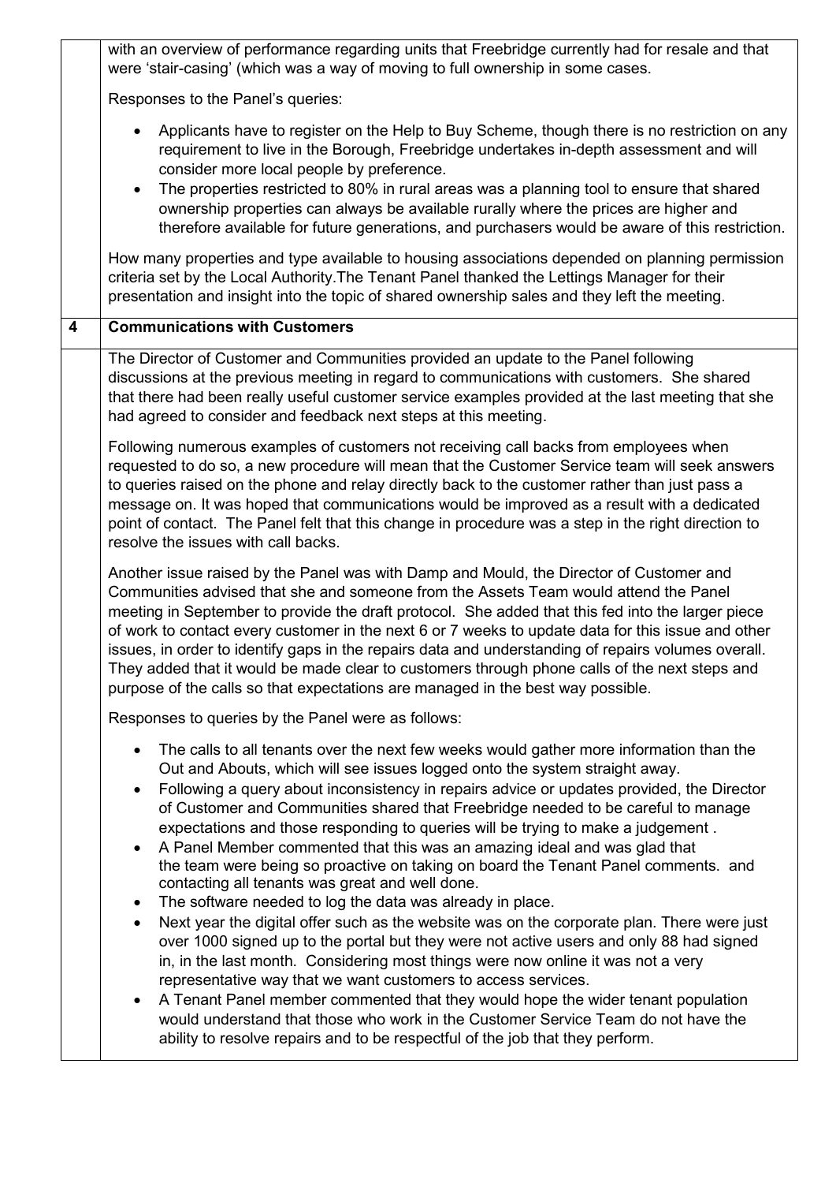with an overview of performance regarding units that Freebridge currently had for resale and that were 'stair-casing' (which was a way of moving to full ownership in some cases.

Responses to the Panel's queries:

- Applicants have to register on the Help to Buy Scheme, though there is no restriction on any requirement to live in the Borough, Freebridge undertakes in-depth assessment and will consider more local people by preference.
- The properties restricted to 80% in rural areas was a planning tool to ensure that shared ownership properties can always be available rurally where the prices are higher and therefore available for future generations, and purchasers would be aware of this restriction.

How many properties and type available to housing associations depended on planning permission criteria set by the Local Authority.The Tenant Panel thanked the Lettings Manager for their presentation and insight into the topic of shared ownership sales and they left the meeting.

## 4 Communications with Customers

The Director of Customer and Communities provided an update to the Panel following discussions at the previous meeting in regard to communications with customers. She shared that there had been really useful customer service examples provided at the last meeting that she had agreed to consider and feedback next steps at this meeting.

Following numerous examples of customers not receiving call backs from employees when requested to do so, a new procedure will mean that the Customer Service team will seek answers to queries raised on the phone and relay directly back to the customer rather than just pass a message on. It was hoped that communications would be improved as a result with a dedicated point of contact. The Panel felt that this change in procedure was a step in the right direction to resolve the issues with call backs.

Another issue raised by the Panel was with Damp and Mould, the Director of Customer and Communities advised that she and someone from the Assets Team would attend the Panel meeting in September to provide the draft protocol. She added that this fed into the larger piece of work to contact every customer in the next 6 or 7 weeks to update data for this issue and other issues, in order to identify gaps in the repairs data and understanding of repairs volumes overall. They added that it would be made clear to customers through phone calls of the next steps and purpose of the calls so that expectations are managed in the best way possible.

Responses to queries by the Panel were as follows:

- The calls to all tenants over the next few weeks would gather more information than the Out and Abouts, which will see issues logged onto the system straight away.
- Following a query about inconsistency in repairs advice or updates provided, the Director of Customer and Communities shared that Freebridge needed to be careful to manage expectations and those responding to queries will be trying to make a judgement .
- A Panel Member commented that this was an amazing ideal and was glad that the team were being so proactive on taking on board the Tenant Panel comments. and contacting all tenants was great and well done.
- The software needed to log the data was already in place.
- Next year the digital offer such as the website was on the corporate plan. There were just over 1000 signed up to the portal but they were not active users and only 88 had signed in, in the last month. Considering most things were now online it was not a very representative way that we want customers to access services.
- A Tenant Panel member commented that they would hope the wider tenant population would understand that those who work in the Customer Service Team do not have the ability to resolve repairs and to be respectful of the job that they perform.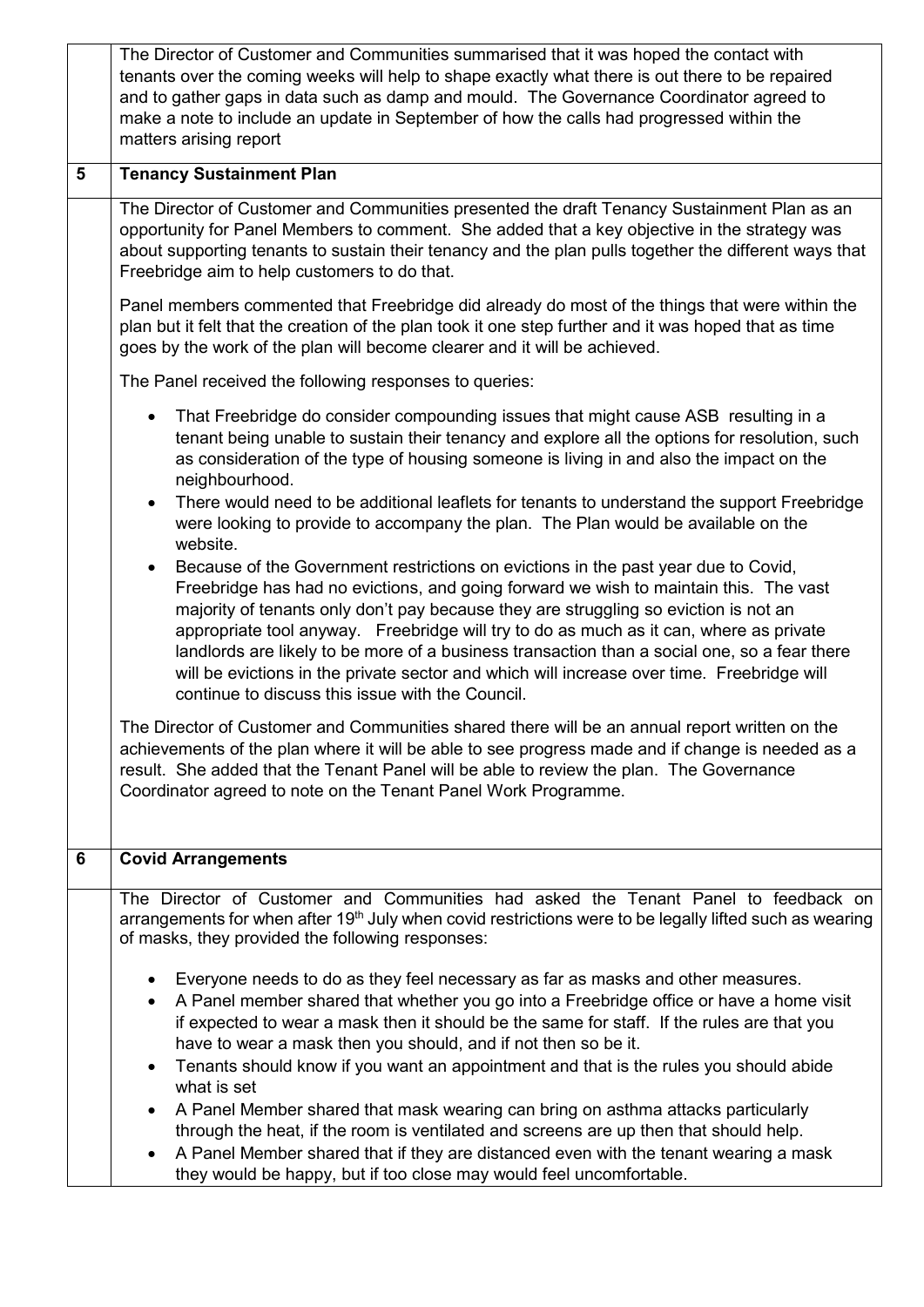|   |   |
|---|---|
|   | The Director of Customer and Communities summarised that it was hoped the contact with tenants over the coming weeks will help to shape exactly what there is out there to be repaired and to gather gaps in data such as damp and mould. The Governance Coordinator agreed to make a note to include an update in September of how the calls had progressed within the matters arising report |
| **5** | **Tenancy Sustainment Plan** |
|   | The Director of Customer and Communities presented the draft Tenancy Sustainment Plan as an opportunity for Panel Members to comment. She added that a key objective in the strategy was about supporting tenants to sustain their tenancy and the plan pulls together the different ways that Freebridge aim to help customers to do that.<br><br>Panel members commented that Freebridge did already do most of the things that were within the plan but it felt that the creation of the plan took it one step further and it was hoped that as time goes by the work of the plan will become clearer and it will be achieved.<br><br>The Panel received the following responses to queries:<br><br>• That Freebridge do consider compounding issues that might cause ASB resulting in a tenant being unable to sustain their tenancy and explore all the options for resolution, such as consideration of the type of housing someone is living in and also the impact on the neighbourhood.<br>• There would need to be additional leaflets for tenants to understand the support Freebridge were looking to provide to accompany the plan. The Plan would be available on the website.<br>• Because of the Government restrictions on evictions in the past year due to Covid, Freebridge has had no evictions, and going forward we wish to maintain this. The vast majority of tenants only don't pay because they are struggling so eviction is not an appropriate tool anyway. Freebridge will try to do as much as it can, where as private landlords are likely to be more of a business transaction than a social one, so a fear there will be evictions in the private sector and which will increase over time. Freebridge will continue to discuss this issue with the Council.<br><br>The Director of Customer and Communities shared there will be an annual report written on the achievements of the plan where it will be able to see progress made and if change is needed as a result. She added that the Tenant Panel will be able to review the plan. The Governance Coordinator agreed to note on the Tenant Panel Work Programme. |
| **6** | **Covid Arrangements** |
|   | The Director of Customer and Communities had asked the Tenant Panel to feedback on arrangements for when after 19th July when covid restrictions were to be legally lifted such as wearing of masks, they provided the following responses:<br><br>• Everyone needs to do as they feel necessary as far as masks and other measures.<br>• A Panel member shared that whether you go into a Freebridge office or have a home visit if expected to wear a mask then it should be the same for staff. If the rules are that you have to wear a mask then you should, and if not then so be it.<br>• Tenants should know if you want an appointment and that is the rules you should abide what is set<br>• A Panel Member shared that mask wearing can bring on asthma attacks particularly through the heat, if the room is ventilated and screens are up then that should help.<br>• A Panel Member shared that if they are distanced even with the tenant wearing a mask they would be happy, but if too close may would feel uncomfortable. |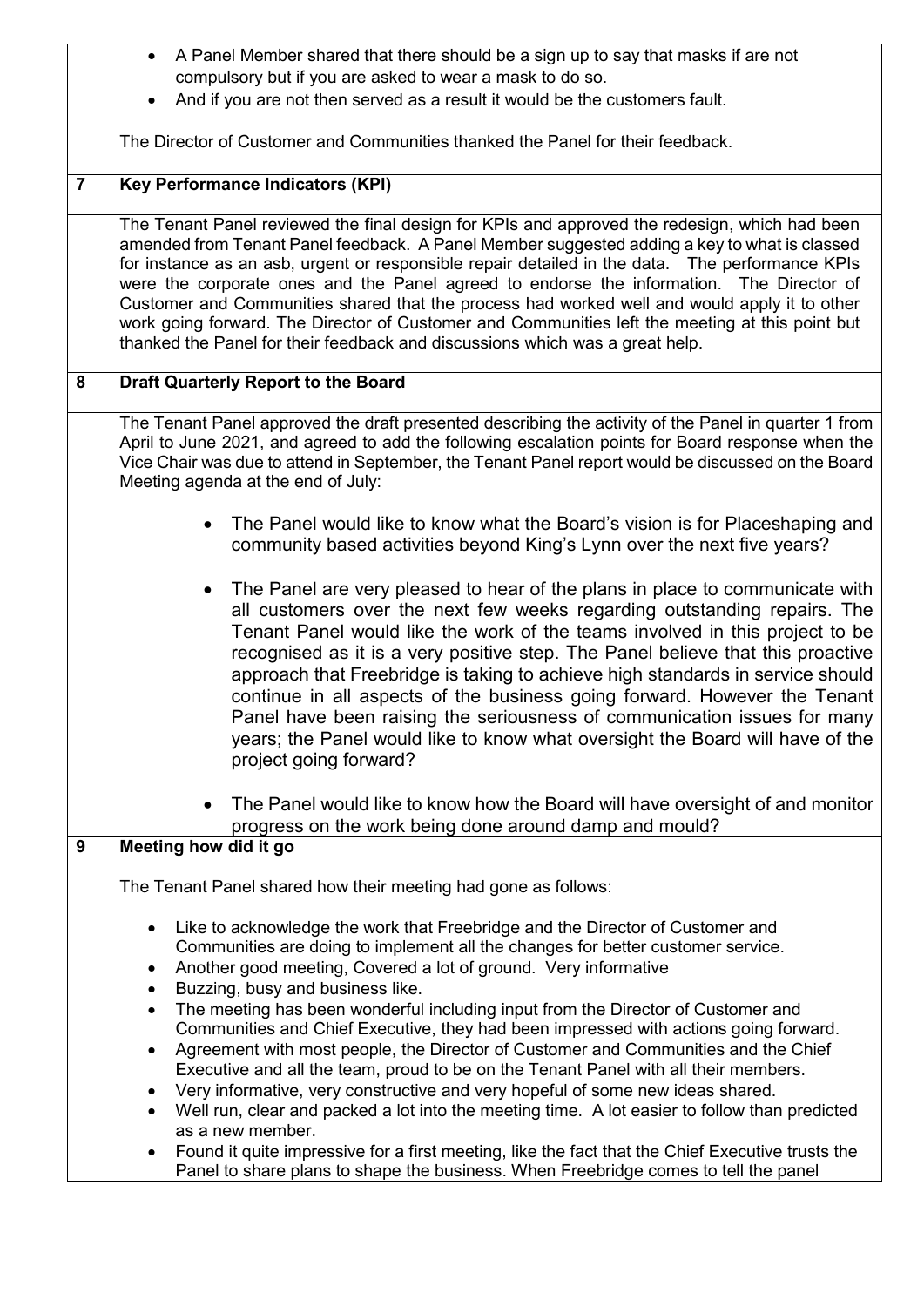| | |
|---|---|
| | • A Panel Member shared that there should be a sign up to say that masks if are not compulsory but if you are asked to wear a mask to do so.<br>• And if you are not then served as a result it would be the customers fault.<br><br>The Director of Customer and Communities thanked the Panel for their feedback. |
| **7** | **Key Performance Indicators (KPI)** |
| | The Tenant Panel reviewed the final design for KPIs and approved the redesign, which had been amended from Tenant Panel feedback. A Panel Member suggested adding a key to what is classed for instance as an asb, urgent or responsible repair detailed in the data. The performance KPIs were the corporate ones and the Panel agreed to endorse the information. The Director of Customer and Communities shared that the process had worked well and would apply it to other work going forward. The Director of Customer and Communities left the meeting at this point but thanked the Panel for their feedback and discussions which was a great help. |
| **8** | **Draft Quarterly Report to the Board** |
| | The Tenant Panel approved the draft presented describing the activity of the Panel in quarter 1 from April to June 2021, and agreed to add the following escalation points for Board response when the Vice Chair was due to attend in September, the Tenant Panel report would be discussed on the Board Meeting agenda at the end of July:<br><br>• The Panel would like to know what the Board's vision is for Placeshaping and community based activities beyond King's Lynn over the next five years?<br><br>• The Panel are very pleased to hear of the plans in place to communicate with all customers over the next few weeks regarding outstanding repairs. The Tenant Panel would like the work of the teams involved in this project to be recognised as it is a very positive step. The Panel believe that this proactive approach that Freebridge is taking to achieve high standards in service should continue in all aspects of the business going forward. However the Tenant Panel have been raising the seriousness of communication issues for many years; the Panel would like to know what oversight the Board will have of the project going forward?<br><br>• The Panel would like to know how the Board will have oversight of and monitor progress on the work being done around damp and mould? |
| **9** | **Meeting how did it go** |
| | The Tenant Panel shared how their meeting had gone as follows:<br><br>• Like to acknowledge the work that Freebridge and the Director of Customer and Communities are doing to implement all the changes for better customer service.<br>• Another good meeting, Covered a lot of ground. Very informative<br>• Buzzing, busy and business like.<br>• The meeting has been wonderful including input from the Director of Customer and Communities and Chief Executive, they had been impressed with actions going forward.<br>• Agreement with most people, the Director of Customer and Communities and the Chief Executive and all the team, proud to be on the Tenant Panel with all their members.<br>• Very informative, very constructive and very hopeful of some new ideas shared.<br>• Well run, clear and packed a lot into the meeting time. A lot easier to follow than predicted as a new member.<br>• Found it quite impressive for a first meeting, like the fact that the Chief Executive trusts the Panel to share plans to shape the business. When Freebridge comes to tell the panel |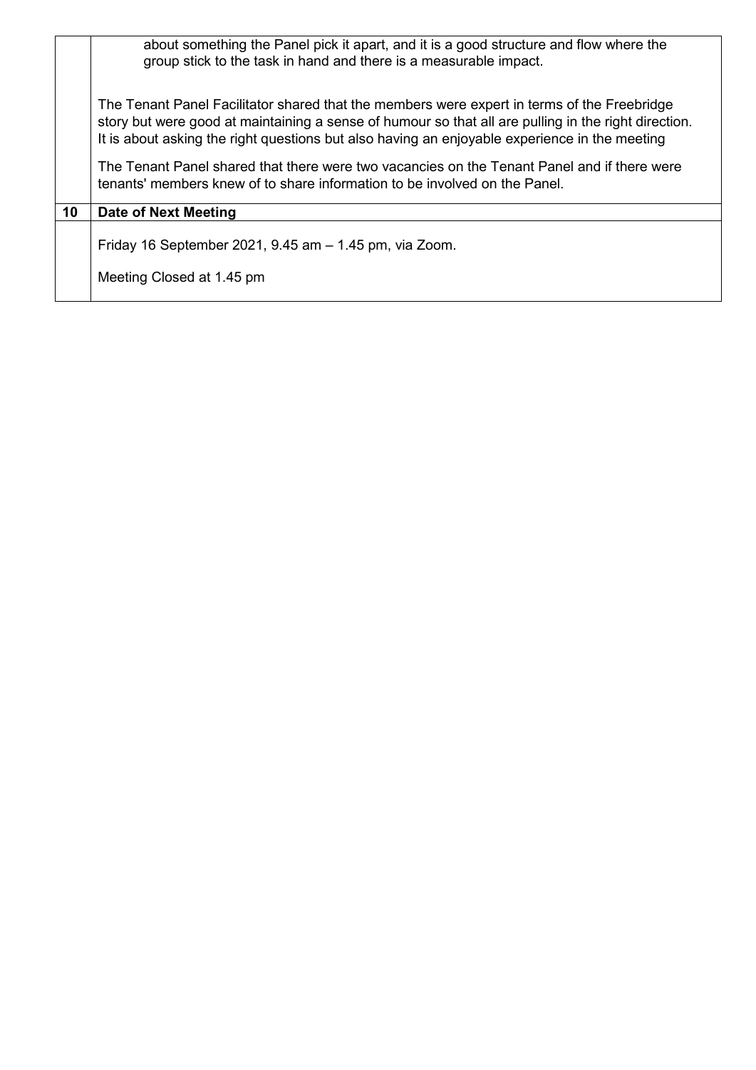| | |
|---|---|
| | about something the Panel pick it apart, and it is a good structure and flow where the group stick to the task in hand and there is a measurable impact.<br><br>The Tenant Panel Facilitator shared that the members were expert in terms of the Freebridge story but were good at maintaining a sense of humour so that all are pulling in the right direction. It is about asking the right questions but also having an enjoyable experience in the meeting<br><br>The Tenant Panel shared that there were two vacancies on the Tenant Panel and if there were tenants' members knew of to share information to be involved on the Panel. |
| **10** | **Date of Next Meeting** |
| | Friday 16 September 2021, 9.45 am – 1.45 pm, via Zoom.<br><br>Meeting Closed at 1.45 pm |